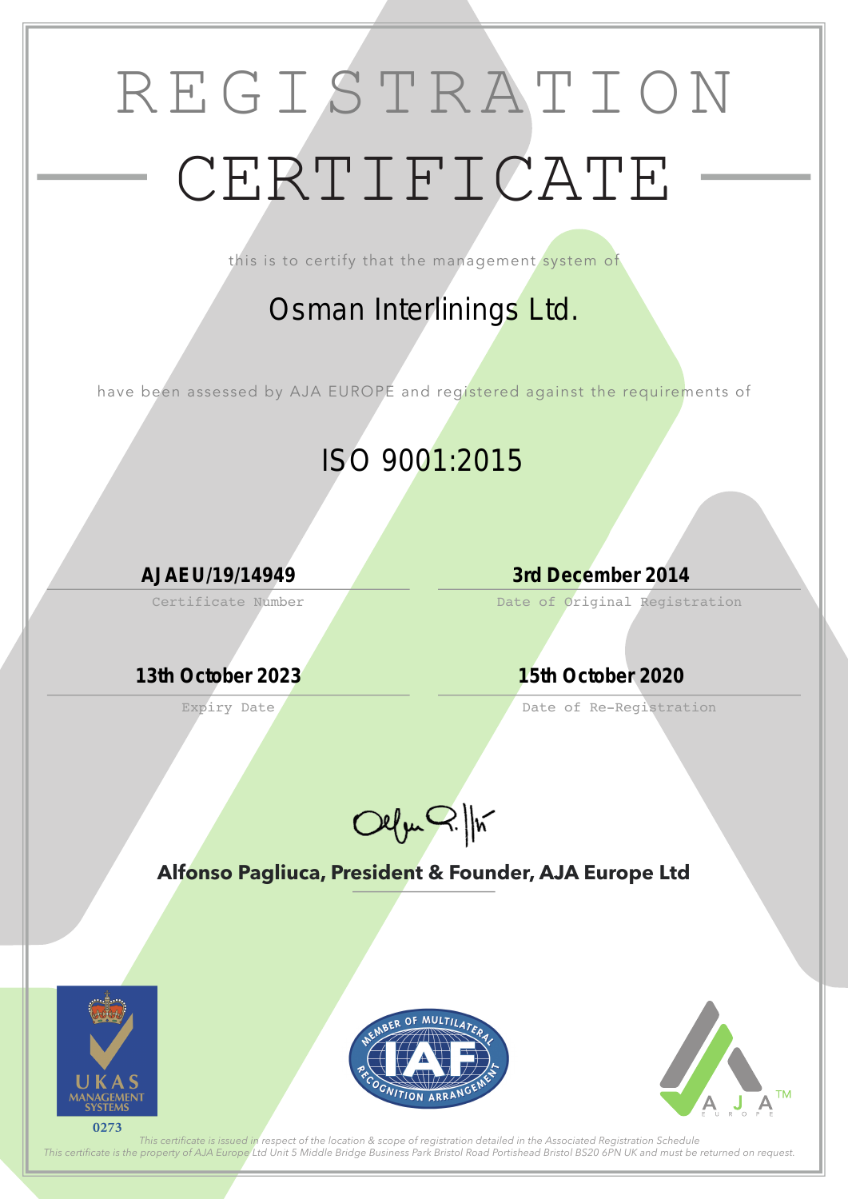# REGISTRATION CERTIFICATE

this is to certify that the management system of

## Osman Interlinings Ltd.

have been assessed by AJA EUROPE and registered against the requirements of

## ISO 9001:2015

**AJAEU/19/14949**
Certificate Number

**3rd December 2014**
Date of Original Registration

**13th October 2023**
Expiry Date

**15th October 2020**
Date of Re-Registration

**Alfonso Pagliuca, President & Founder, AJA Europe Ltd**

UKAS MANAGEMENT SYSTEMS
0273

MEMBER OF MULTILATERAL RECOGNITION ARRANGEMENT IAF

AJA EUROPE™

*This certificate is issued in respect of the location & scope of registration detailed in the Associated Registration Schedule*
*This certificate is the property of AJA Europe Ltd Unit 5 Middle Bridge Business Park Bristol Road Portishead Bristol BS20 6PN UK and must be returned on request.*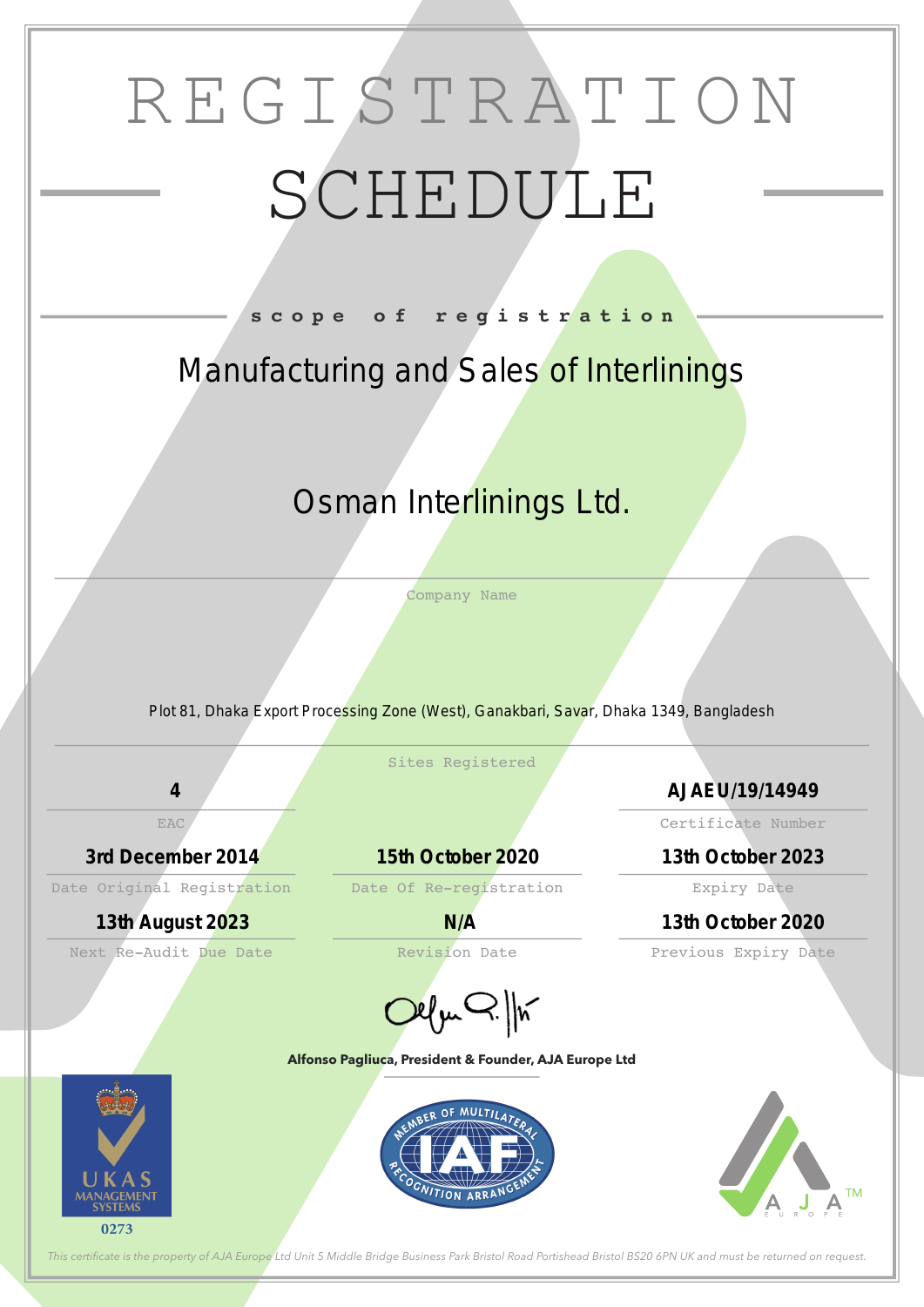# REGISTRATION

# SCHEDULE

scope of registration

## Manufacturing and Sales of Interlinings

## Osman Interlinings Ltd.

Company Name

Plot 81, Dhaka Export Processing Zone (West), Ganakbari, Savar, Dhaka 1349, Bangladesh

Sites Registered

| | | |
|---|---|---|
| **4** | | **AJAEU/19/14949** |
| EAC | | Certificate Number |
| **3rd December 2014** | **15th October 2020** | **13th October 2023** |
| Date Original Registration | Date Of Re-registration | Expiry Date |
| **13th August 2023** | **N/A** | **13th October 2020** |
| Next Re-Audit Due Date | Revision Date | Previous Expiry Date |

**Alfonso Pagliuca, President & Founder, AJA Europe Ltd**

UKAS MANAGEMENT SYSTEMS 0273

MEMBER OF MULTILATERAL RECOGNITION ARRANGEMENT IAF

AJA EUROPE ™

*This certificate is the property of AJA Europe Ltd Unit 5 Middle Bridge Business Park Bristol Road Portishead Bristol BS20 6PN UK and must be returned on request.*